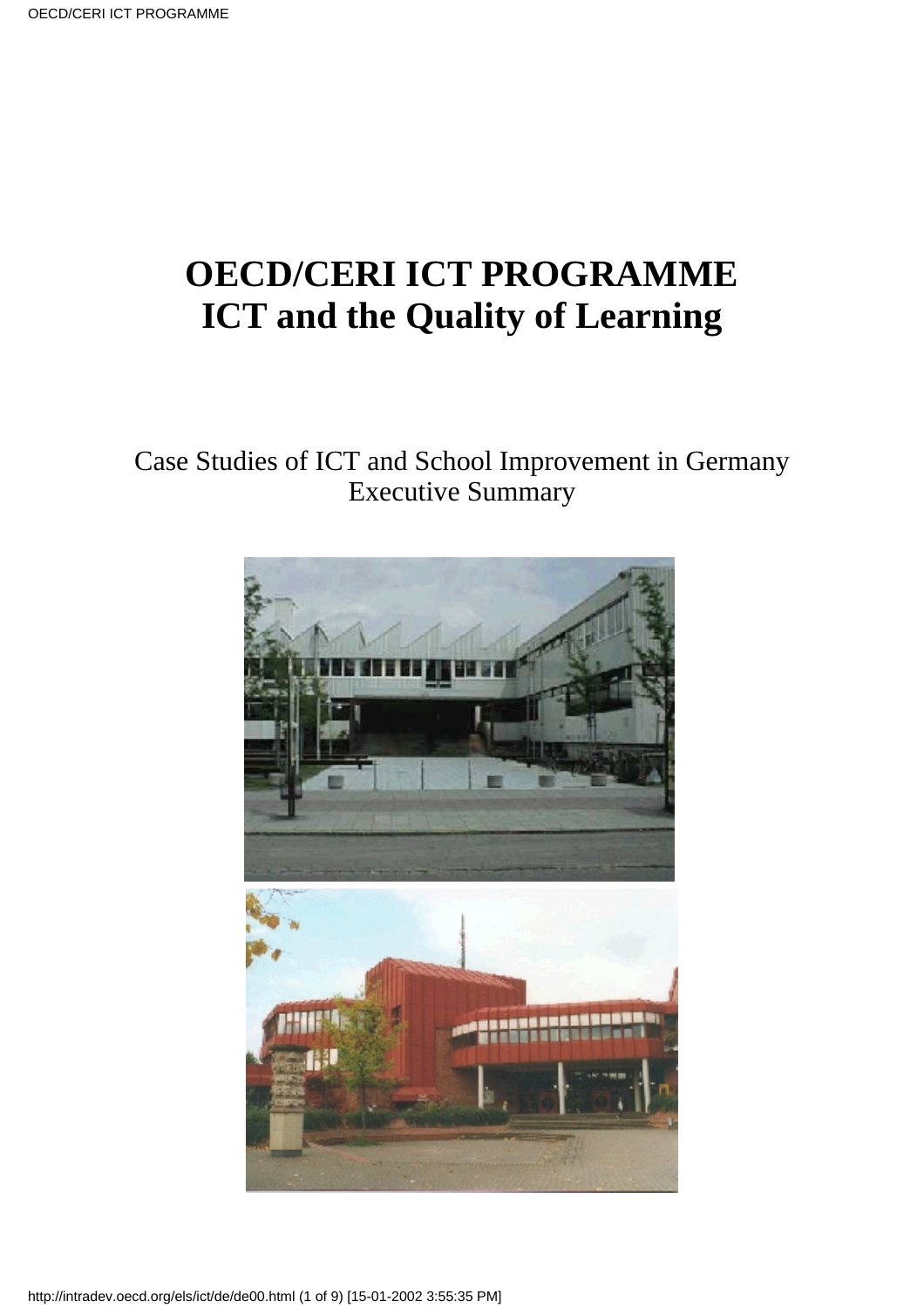# OECD/CERI ICT PROGRAMME
# ICT and the Quality of Learning

Case Studies of ICT and School Improvement in Germany
Executive Summary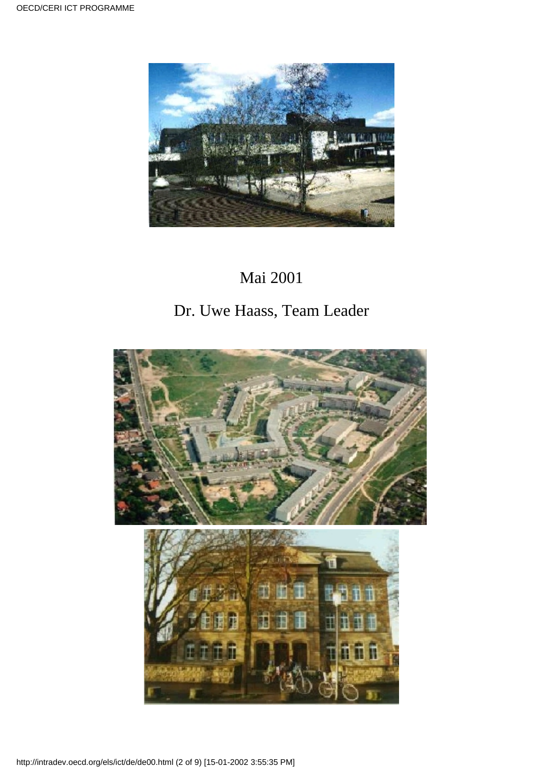Mai 2001

Dr. Uwe Haass, Team Leader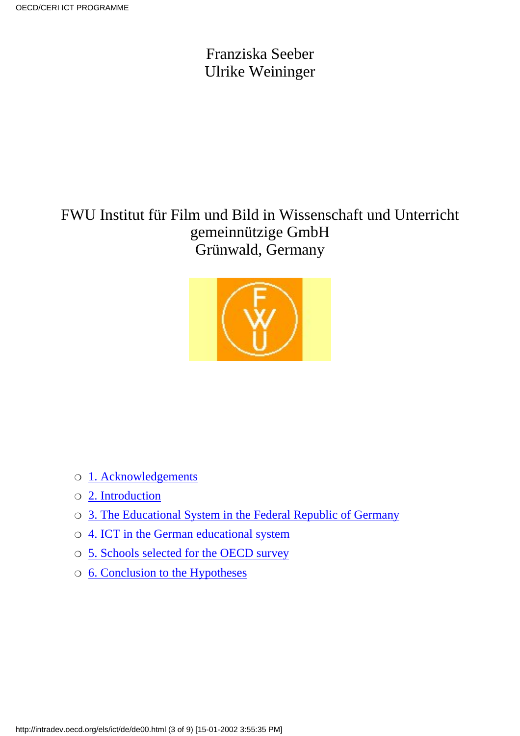Franziska Seeber
Ulrike Weininger

FWU Institut für Film und Bild in Wissenschaft und Unterricht gemeinnützige GmbH
Grünwald, Germany

- 1. Acknowledgements
- 2. Introduction
- 3. The Educational System in the Federal Republic of Germany
- 4. ICT in the German educational system
- 5. Schools selected for the OECD survey
- 6. Conclusion to the Hypotheses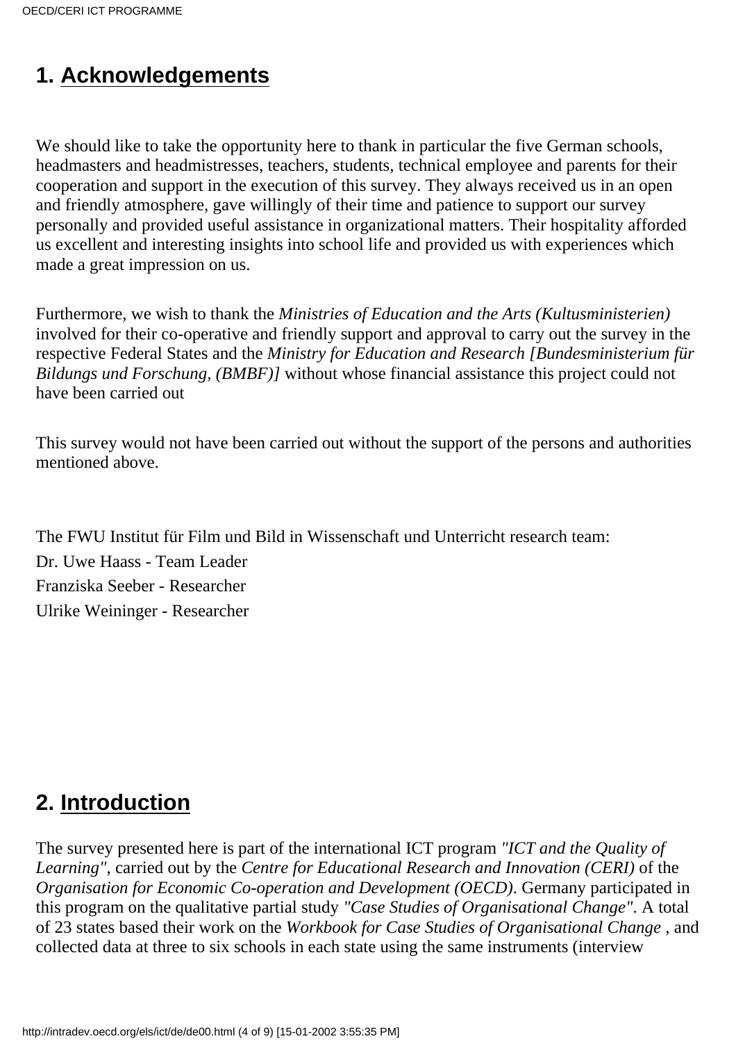## 1. Acknowledgements

We should like to take the opportunity here to thank in particular the five German schools, headmasters and headmistresses, teachers, students, technical employee and parents for their cooperation and support in the execution of this survey. They always received us in an open and friendly atmosphere, gave willingly of their time and patience to support our survey personally and provided useful assistance in organizational matters. Their hospitality afforded us excellent and interesting insights into school life and provided us with experiences which made a great impression on us.

Furthermore, we wish to thank the *Ministries of Education and the Arts (Kultusministerien)* involved for their co-operative and friendly support and approval to carry out the survey in the respective Federal States and the *Ministry for Education and Research [Bundesministerium für Bildungs und Forschung, (BMBF)]* without whose financial assistance this project could not have been carried out

This survey would not have been carried out without the support of the persons and authorities mentioned above.

The FWU Institut für Film und Bild in Wissenschaft und Unterricht research team:

Dr. Uwe Haass - Team Leader

Franziska Seeber - Researcher

Ulrike Weininger - Researcher

## 2. Introduction

The survey presented here is part of the international ICT program *"ICT and the Quality of Learning"*, carried out by the *Centre for Educational Research and Innovation (CERI)* of the *Organisation for Economic Co-operation and Development (OECD)*. Germany participated in this program on the qualitative partial study *"Case Studies of Organisational Change"*. A total of 23 states based their work on the *Workbook for Case Studies of Organisational Change* , and collected data at three to six schools in each state using the same instruments (interview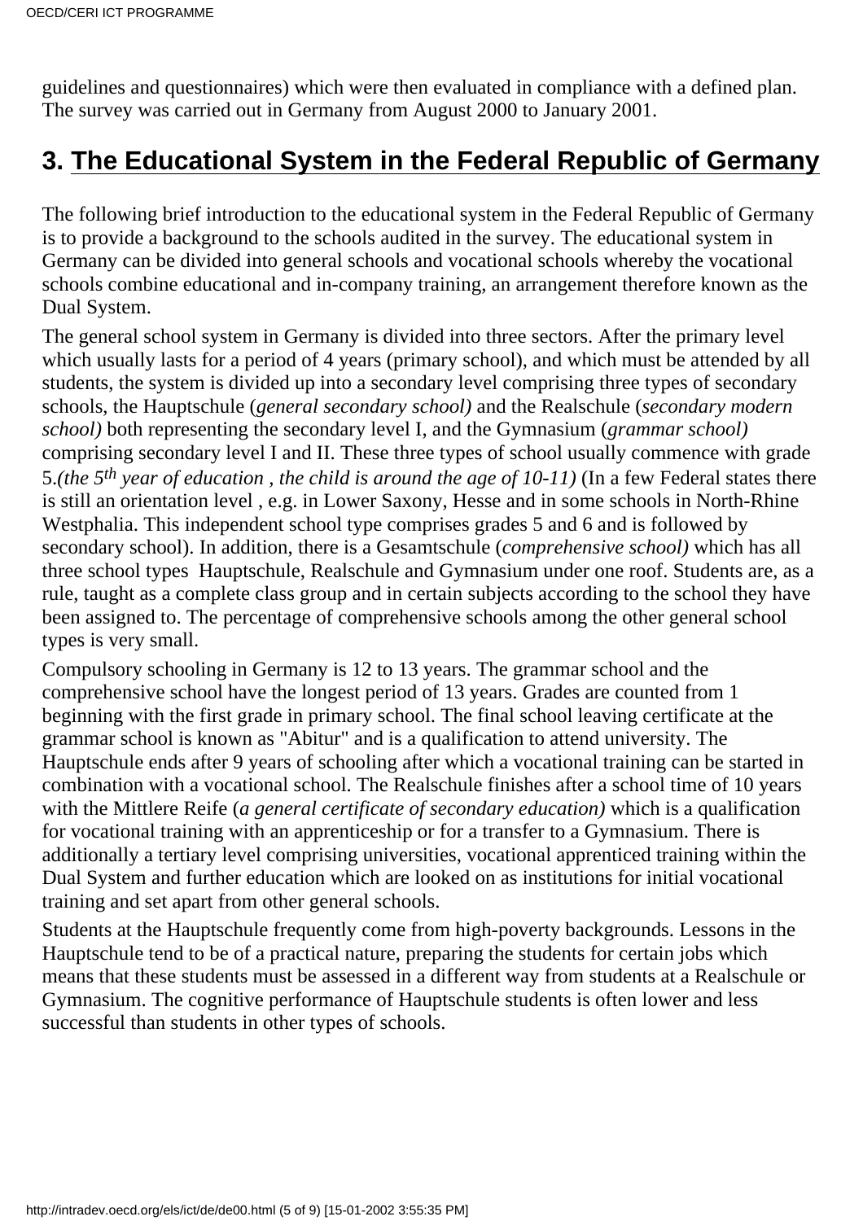guidelines and questionnaires) which were then evaluated in compliance with a defined plan. The survey was carried out in Germany from August 2000 to January 2001.

## 3. The Educational System in the Federal Republic of Germany

The following brief introduction to the educational system in the Federal Republic of Germany is to provide a background to the schools audited in the survey. The educational system in Germany can be divided into general schools and vocational schools whereby the vocational schools combine educational and in-company training, an arrangement therefore known as the Dual System.

The general school system in Germany is divided into three sectors. After the primary level which usually lasts for a period of 4 years (primary school), and which must be attended by all students, the system is divided up into a secondary level comprising three types of secondary schools, the Hauptschule (*general secondary school)* and the Realschule (*secondary modern school)* both representing the secondary level I, and the Gymnasium (*grammar school)* comprising secondary level I and II. These three types of school usually commence with grade 5.*(the 5th year of education , the child is around the age of 10-11)* (In a few Federal states there is still an orientation level , e.g. in Lower Saxony, Hesse and in some schools in North-Rhine Westphalia. This independent school type comprises grades 5 and 6 and is followed by secondary school). In addition, there is a Gesamtschule (*comprehensive school)* which has all three school types Hauptschule, Realschule and Gymnasium under one roof. Students are, as a rule, taught as a complete class group and in certain subjects according to the school they have been assigned to. The percentage of comprehensive schools among the other general school types is very small.

Compulsory schooling in Germany is 12 to 13 years. The grammar school and the comprehensive school have the longest period of 13 years. Grades are counted from 1 beginning with the first grade in primary school. The final school leaving certificate at the grammar school is known as "Abitur" and is a qualification to attend university. The Hauptschule ends after 9 years of schooling after which a vocational training can be started in combination with a vocational school. The Realschule finishes after a school time of 10 years with the Mittlere Reife (*a general certificate of secondary education)* which is a qualification for vocational training with an apprenticeship or for a transfer to a Gymnasium. There is additionally a tertiary level comprising universities, vocational apprenticed training within the Dual System and further education which are looked on as institutions for initial vocational training and set apart from other general schools.

Students at the Hauptschule frequently come from high-poverty backgrounds. Lessons in the Hauptschule tend to be of a practical nature, preparing the students for certain jobs which means that these students must be assessed in a different way from students at a Realschule or Gymnasium. The cognitive performance of Hauptschule students is often lower and less successful than students in other types of schools.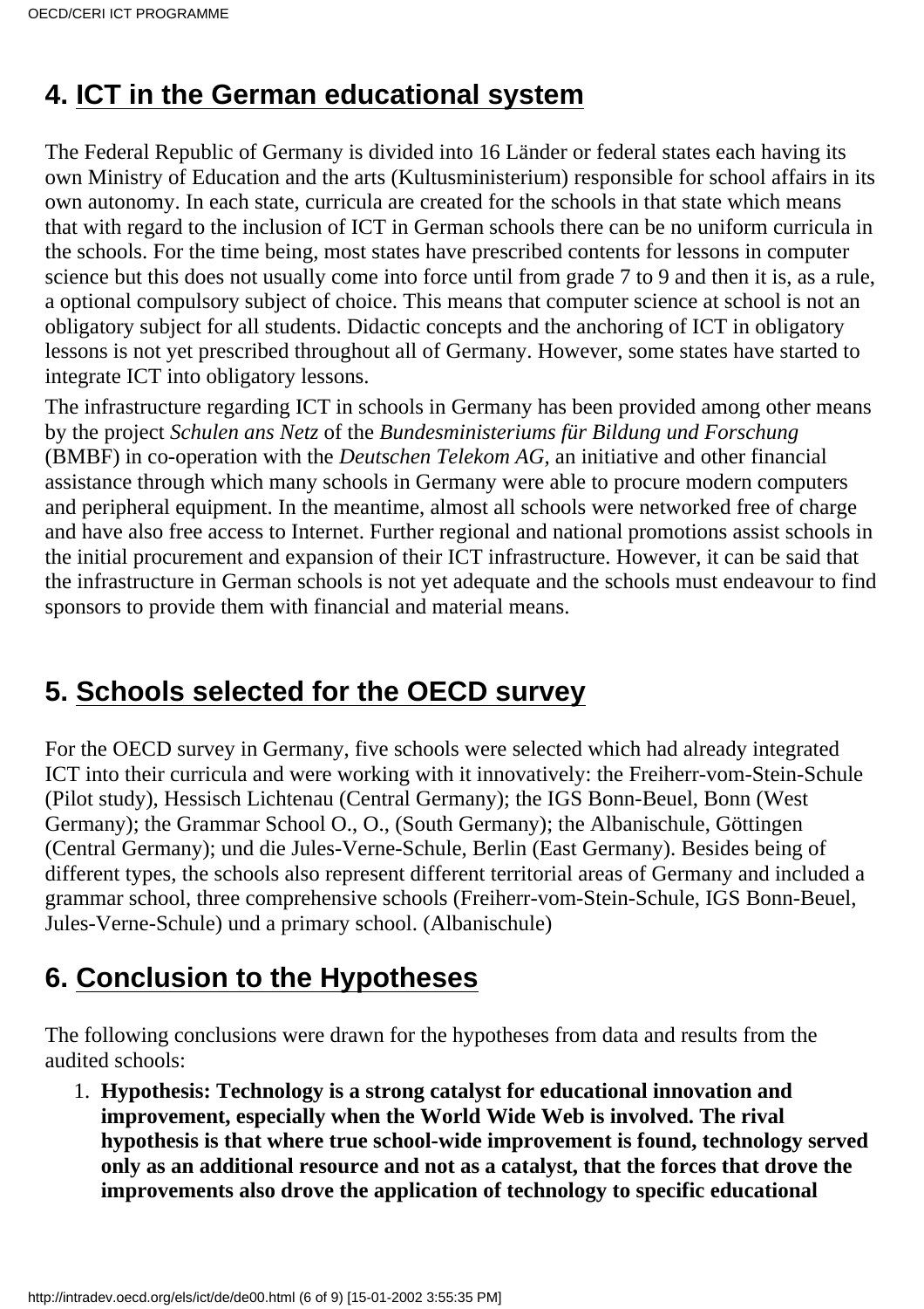## 4. ICT in the German educational system

The Federal Republic of Germany is divided into 16 Länder or federal states each having its own Ministry of Education and the arts (Kultusministerium) responsible for school affairs in its own autonomy. In each state, curricula are created for the schools in that state which means that with regard to the inclusion of ICT in German schools there can be no uniform curricula in the schools. For the time being, most states have prescribed contents for lessons in computer science but this does not usually come into force until from grade 7 to 9 and then it is, as a rule, a optional compulsory subject of choice. This means that computer science at school is not an obligatory subject for all students. Didactic concepts and the anchoring of ICT in obligatory lessons is not yet prescribed throughout all of Germany. However, some states have started to integrate ICT into obligatory lessons.

The infrastructure regarding ICT in schools in Germany has been provided among other means by the project *Schulen ans Netz* of the *Bundesministeriums für Bildung und Forschung* (BMBF) in co-operation with the *Deutschen Telekom AG,* an initiative and other financial assistance through which many schools in Germany were able to procure modern computers and peripheral equipment. In the meantime, almost all schools were networked free of charge and have also free access to Internet. Further regional and national promotions assist schools in the initial procurement and expansion of their ICT infrastructure. However, it can be said that the infrastructure in German schools is not yet adequate and the schools must endeavour to find sponsors to provide them with financial and material means.

## 5. Schools selected for the OECD survey

For the OECD survey in Germany, five schools were selected which had already integrated ICT into their curricula and were working with it innovatively: the Freiherr-vom-Stein-Schule (Pilot study), Hessisch Lichtenau (Central Germany); the IGS Bonn-Beuel, Bonn (West Germany); the Grammar School O., O., (South Germany); the Albanischule, Göttingen (Central Germany); und die Jules-Verne-Schule, Berlin (East Germany). Besides being of different types, the schools also represent different territorial areas of Germany and included a grammar school, three comprehensive schools (Freiherr-vom-Stein-Schule, IGS Bonn-Beuel, Jules-Verne-Schule) und a primary school. (Albanischule)

## 6. Conclusion to the Hypotheses

The following conclusions were drawn for the hypotheses from data and results from the audited schools:

1. **Hypothesis: Technology is a strong catalyst for educational innovation and improvement, especially when the World Wide Web is involved. The rival hypothesis is that where true school-wide improvement is found, technology served only as an additional resource and not as a catalyst, that the forces that drove the improvements also drove the application of technology to specific educational**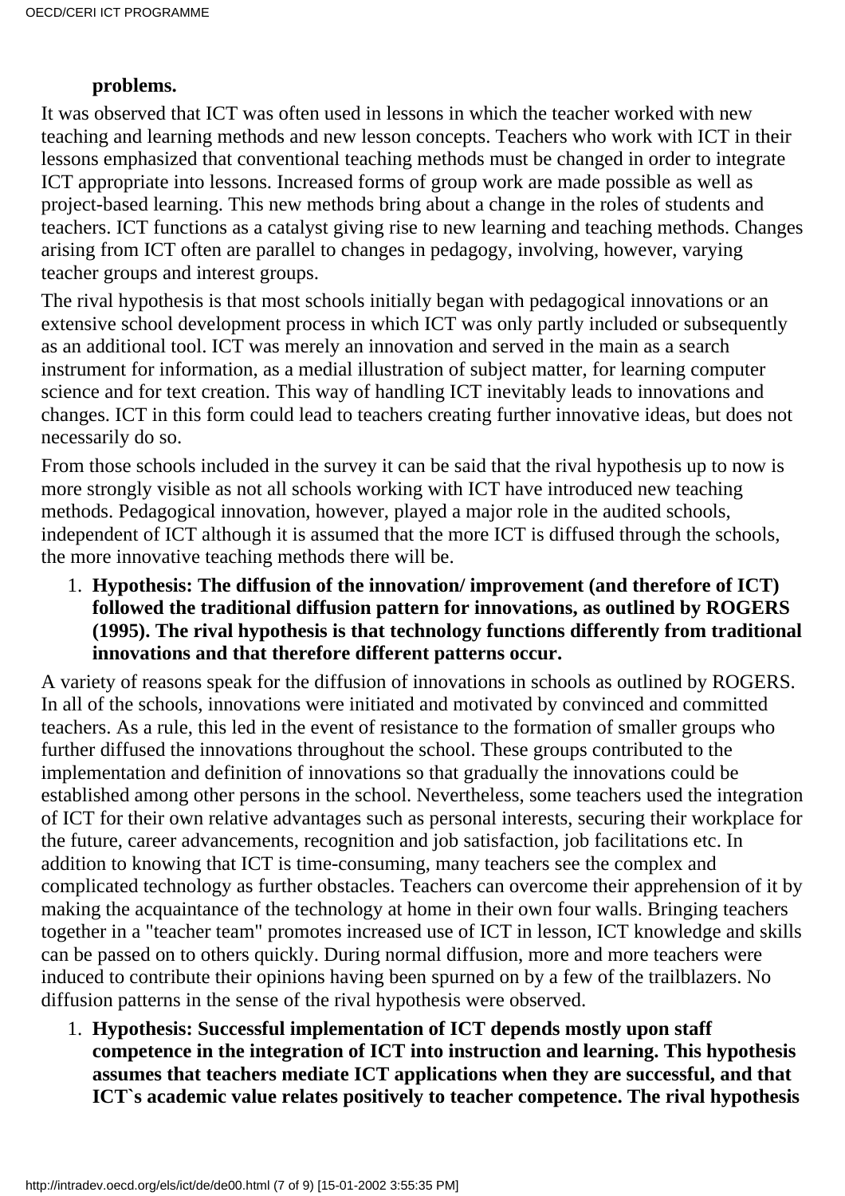**problems.**

It was observed that ICT was often used in lessons in which the teacher worked with new teaching and learning methods and new lesson concepts. Teachers who work with ICT in their lessons emphasized that conventional teaching methods must be changed in order to integrate ICT appropriate into lessons. Increased forms of group work are made possible as well as project-based learning. This new methods bring about a change in the roles of students and teachers. ICT functions as a catalyst giving rise to new learning and teaching methods. Changes arising from ICT often are parallel to changes in pedagogy, involving, however, varying teacher groups and interest groups.

The rival hypothesis is that most schools initially began with pedagogical innovations or an extensive school development process in which ICT was only partly included or subsequently as an additional tool. ICT was merely an innovation and served in the main as a search instrument for information, as a medial illustration of subject matter, for learning computer science and for text creation. This way of handling ICT inevitably leads to innovations and changes. ICT in this form could lead to teachers creating further innovative ideas, but does not necessarily do so.

From those schools included in the survey it can be said that the rival hypothesis up to now is more strongly visible as not all schools working with ICT have introduced new teaching methods. Pedagogical innovation, however, played a major role in the audited schools, independent of ICT although it is assumed that the more ICT is diffused through the schools, the more innovative teaching methods there will be.

1. **Hypothesis: The diffusion of the innovation/ improvement (and therefore of ICT) followed the traditional diffusion pattern for innovations, as outlined by ROGERS (1995). The rival hypothesis is that technology functions differently from traditional innovations and that therefore different patterns occur.**

A variety of reasons speak for the diffusion of innovations in schools as outlined by ROGERS. In all of the schools, innovations were initiated and motivated by convinced and committed teachers. As a rule, this led in the event of resistance to the formation of smaller groups who further diffused the innovations throughout the school. These groups contributed to the implementation and definition of innovations so that gradually the innovations could be established among other persons in the school. Nevertheless, some teachers used the integration of ICT for their own relative advantages such as personal interests, securing their workplace for the future, career advancements, recognition and job satisfaction, job facilitations etc. In addition to knowing that ICT is time-consuming, many teachers see the complex and complicated technology as further obstacles. Teachers can overcome their apprehension of it by making the acquaintance of the technology at home in their own four walls. Bringing teachers together in a "teacher team" promotes increased use of ICT in lesson, ICT knowledge and skills can be passed on to others quickly. During normal diffusion, more and more teachers were induced to contribute their opinions having been spurned on by a few of the trailblazers. No diffusion patterns in the sense of the rival hypothesis were observed.

1. **Hypothesis: Successful implementation of ICT depends mostly upon staff competence in the integration of ICT into instruction and learning. This hypothesis assumes that teachers mediate ICT applications when they are successful, and that ICT`s academic value relates positively to teacher competence. The rival hypothesis**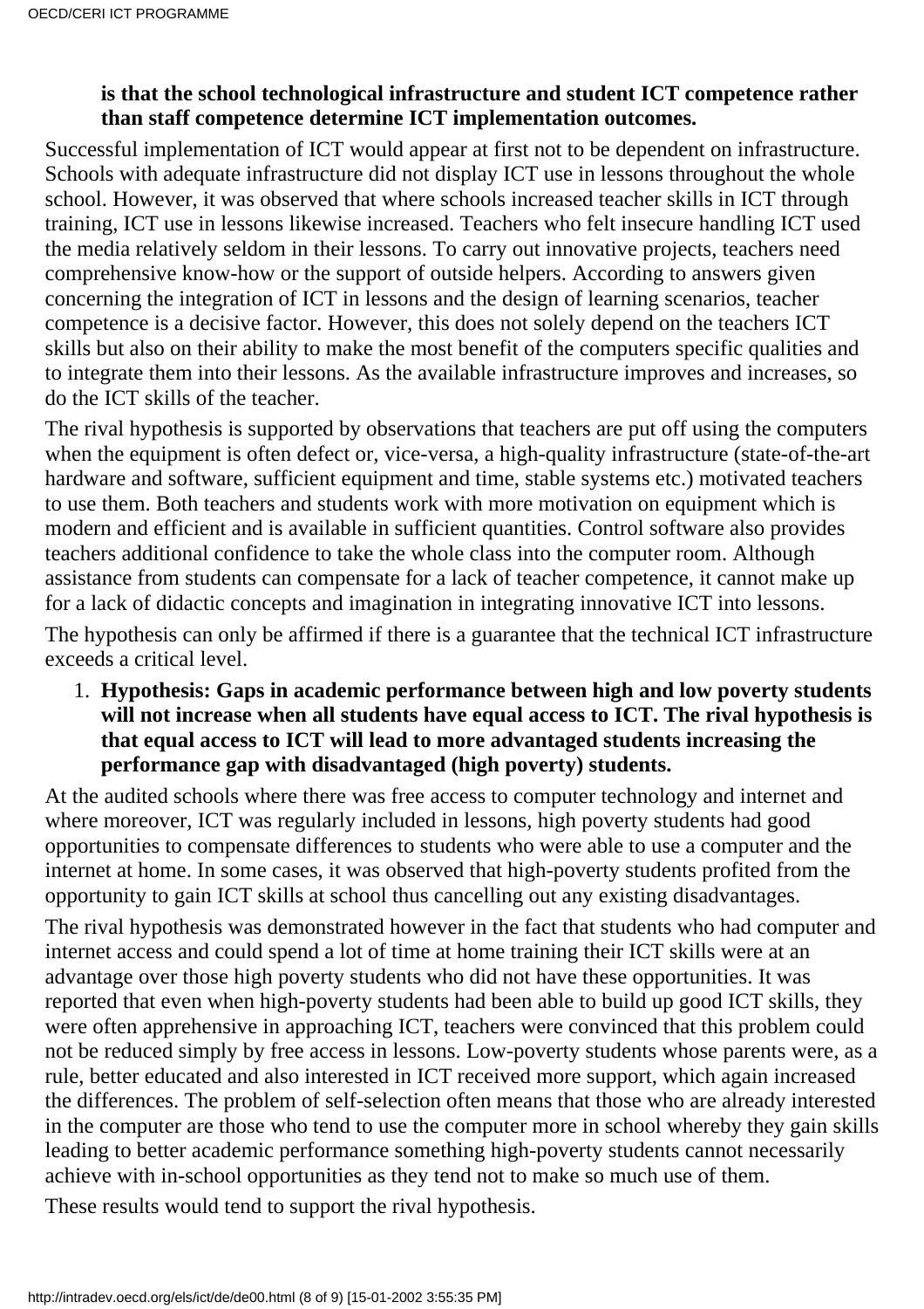**is that the school technological infrastructure and student ICT competence rather than staff competence determine ICT implementation outcomes.**

Successful implementation of ICT would appear at first not to be dependent on infrastructure. Schools with adequate infrastructure did not display ICT use in lessons throughout the whole school. However, it was observed that where schools increased teacher skills in ICT through training, ICT use in lessons likewise increased. Teachers who felt insecure handling ICT used the media relatively seldom in their lessons. To carry out innovative projects, teachers need comprehensive know-how or the support of outside helpers. According to answers given concerning the integration of ICT in lessons and the design of learning scenarios, teacher competence is a decisive factor. However, this does not solely depend on the teachers ICT skills but also on their ability to make the most benefit of the computers specific qualities and to integrate them into their lessons. As the available infrastructure improves and increases, so do the ICT skills of the teacher.

The rival hypothesis is supported by observations that teachers are put off using the computers when the equipment is often defect or, vice-versa, a high-quality infrastructure (state-of-the-art hardware and software, sufficient equipment and time, stable systems etc.) motivated teachers to use them. Both teachers and students work with more motivation on equipment which is modern and efficient and is available in sufficient quantities. Control software also provides teachers additional confidence to take the whole class into the computer room. Although assistance from students can compensate for a lack of teacher competence, it cannot make up for a lack of didactic concepts and imagination in integrating innovative ICT into lessons.

The hypothesis can only be affirmed if there is a guarantee that the technical ICT infrastructure exceeds a critical level.

1. **Hypothesis: Gaps in academic performance between high and low poverty students will not increase when all students have equal access to ICT. The rival hypothesis is that equal access to ICT will lead to more advantaged students increasing the performance gap with disadvantaged (high poverty) students.**

At the audited schools where there was free access to computer technology and internet and where moreover, ICT was regularly included in lessons, high poverty students had good opportunities to compensate differences to students who were able to use a computer and the internet at home. In some cases, it was observed that high-poverty students profited from the opportunity to gain ICT skills at school thus cancelling out any existing disadvantages.

The rival hypothesis was demonstrated however in the fact that students who had computer and internet access and could spend a lot of time at home training their ICT skills were at an advantage over those high poverty students who did not have these opportunities. It was reported that even when high-poverty students had been able to build up good ICT skills, they were often apprehensive in approaching ICT, teachers were convinced that this problem could not be reduced simply by free access in lessons. Low-poverty students whose parents were, as a rule, better educated and also interested in ICT received more support, which again increased the differences. The problem of self-selection often means that those who are already interested in the computer are those who tend to use the computer more in school whereby they gain skills leading to better academic performance something high-poverty students cannot necessarily achieve with in-school opportunities as they tend not to make so much use of them.

These results would tend to support the rival hypothesis.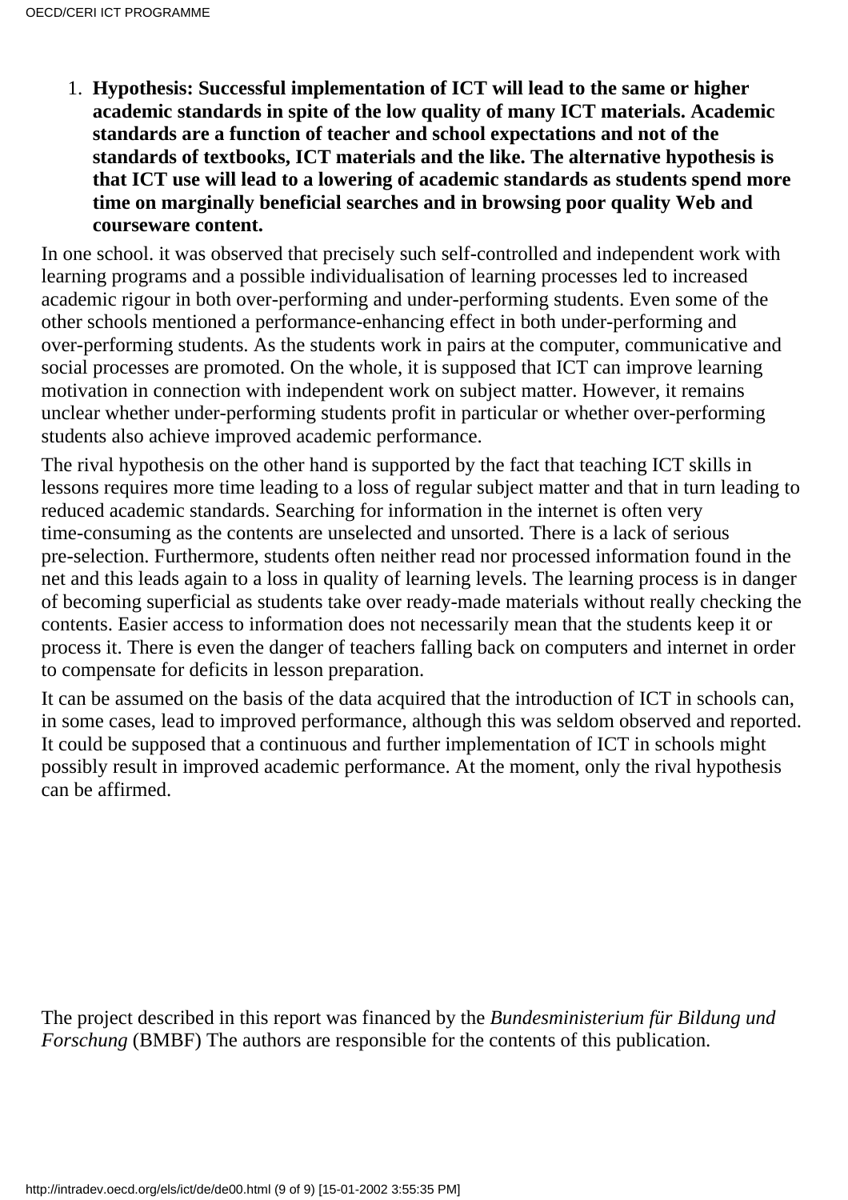1. **Hypothesis: Successful implementation of ICT will lead to the same or higher academic standards in spite of the low quality of many ICT materials. Academic standards are a function of teacher and school expectations and not of the standards of textbooks, ICT materials and the like. The alternative hypothesis is that ICT use will lead to a lowering of academic standards as students spend more time on marginally beneficial searches and in browsing poor quality Web and courseware content.**

In one school. it was observed that precisely such self-controlled and independent work with learning programs and a possible individualisation of learning processes led to increased academic rigour in both over-performing and under-performing students. Even some of the other schools mentioned a performance-enhancing effect in both under-performing and over-performing students. As the students work in pairs at the computer, communicative and social processes are promoted. On the whole, it is supposed that ICT can improve learning motivation in connection with independent work on subject matter. However, it remains unclear whether under-performing students profit in particular or whether over-performing students also achieve improved academic performance.

The rival hypothesis on the other hand is supported by the fact that teaching ICT skills in lessons requires more time leading to a loss of regular subject matter and that in turn leading to reduced academic standards. Searching for information in the internet is often very time-consuming as the contents are unselected and unsorted. There is a lack of serious pre-selection. Furthermore, students often neither read nor processed information found in the net and this leads again to a loss in quality of learning levels. The learning process is in danger of becoming superficial as students take over ready-made materials without really checking the contents. Easier access to information does not necessarily mean that the students keep it or process it. There is even the danger of teachers falling back on computers and internet in order to compensate for deficits in lesson preparation.

It can be assumed on the basis of the data acquired that the introduction of ICT in schools can, in some cases, lead to improved performance, although this was seldom observed and reported. It could be supposed that a continuous and further implementation of ICT in schools might possibly result in improved academic performance. At the moment, only the rival hypothesis can be affirmed.

The project described in this report was financed by the *Bundesministerium für Bildung und Forschung* (BMBF) The authors are responsible for the contents of this publication.